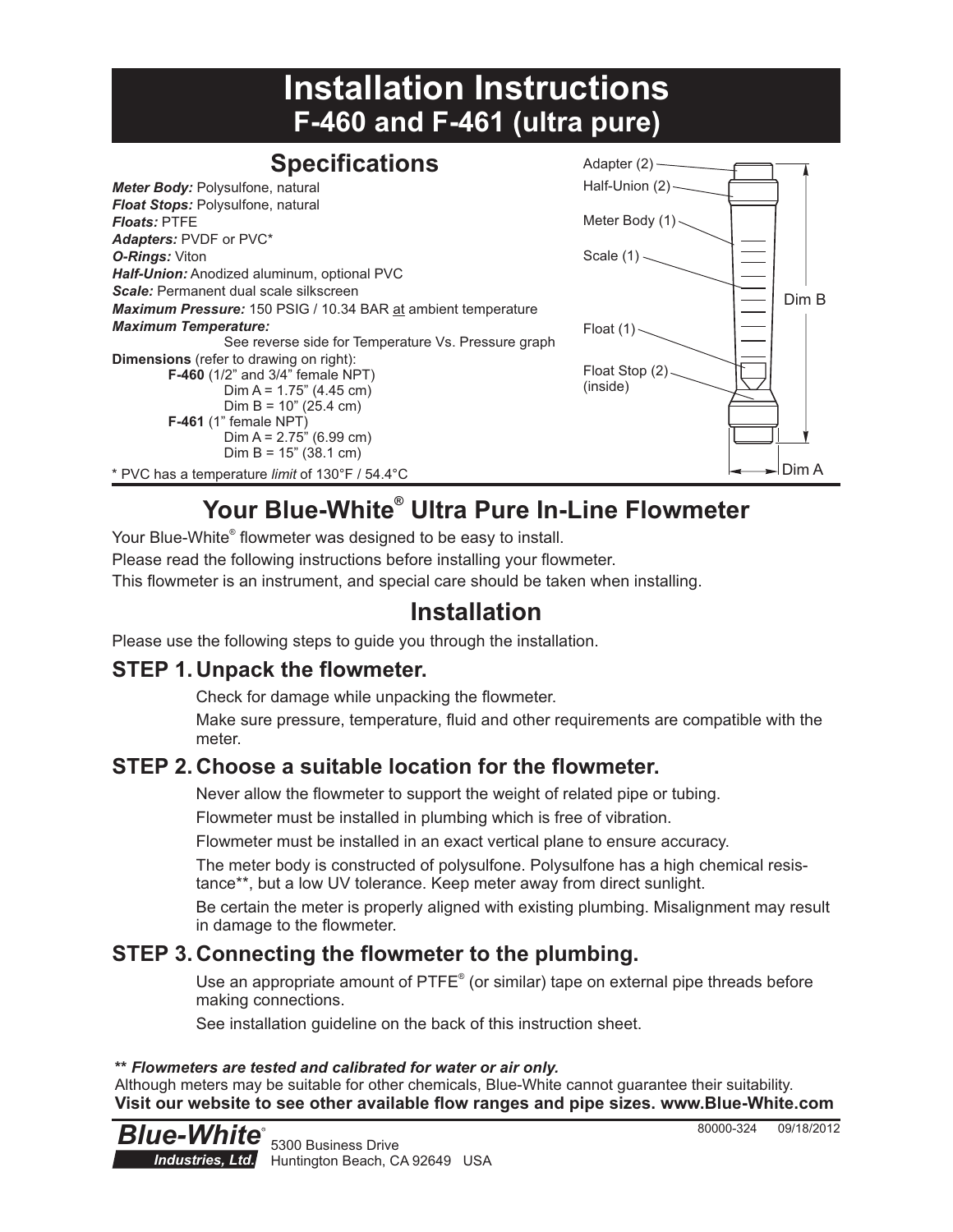# Installation Instructions
# F-460 and F-461 (ultra pure)

## Specifications

***Meter Body:*** Polysulfone, natural
***Float Stops:*** Polysulfone, natural
***Floats:*** PTFE
***Adapters:*** PVDF or PVC*
***O-Rings:*** Viton
***Half-Union:*** Anodized aluminum, optional PVC
***Scale:*** Permanent dual scale silkscreen
***Maximum Pressure:*** 150 PSIG / 10.34 BAR at ambient temperature
***Maximum Temperature:***
See reverse side for Temperature Vs. Pressure graph

**Dimensions** (refer to drawing on right):

**F-460** (1/2" and 3/4" female NPT)
Dim A = 1.75" (4.45 cm)
Dim B = 10" (25.4 cm)

**F-461** (1" female NPT)
Dim A = 2.75" (6.99 cm)
Dim B = 15" (38.1 cm)

* PVC has a temperature *limit* of 130°F / 54.4°C

Adapter (2)
Half-Union (2)
Meter Body (1)
Scale (1)
Float (1)
Float Stop (2) (inside)
Dim B
Dim A

## Your Blue-White® Ultra Pure In-Line Flowmeter

Your Blue-White® flowmeter was designed to be easy to install.
Please read the following instructions before installing your flowmeter.
This flowmeter is an instrument, and special care should be taken when installing.

## Installation

Please use the following steps to guide you through the installation.

### STEP 1. Unpack the flowmeter.

Check for damage while unpacking the flowmeter.

Make sure pressure, temperature, fluid and other requirements are compatible with the meter.

### STEP 2. Choose a suitable location for the flowmeter.

Never allow the flowmeter to support the weight of related pipe or tubing.

Flowmeter must be installed in plumbing which is free of vibration.

Flowmeter must be installed in an exact vertical plane to ensure accuracy.

The meter body is constructed of polysulfone. Polysulfone has a high chemical resistance**, but a low UV tolerance. Keep meter away from direct sunlight.

Be certain the meter is properly aligned with existing plumbing. Misalignment may result in damage to the flowmeter.

### STEP 3. Connecting the flowmeter to the plumbing.

Use an appropriate amount of PTFE® (or similar) tape on external pipe threads before making connections.

See installation guideline on the back of this instruction sheet.

***\*\* Flowmeters are tested and calibrated for water or air only.***
Although meters may be suitable for other chemicals, Blue-White cannot guarantee their suitability.
**Visit our website to see other available flow ranges and pipe sizes. www.Blue-White.com**

80000-324 09/18/2012

***Blue-White®*** ***Industries, Ltd.*** 5300 Business Drive Huntington Beach, CA 92649 USA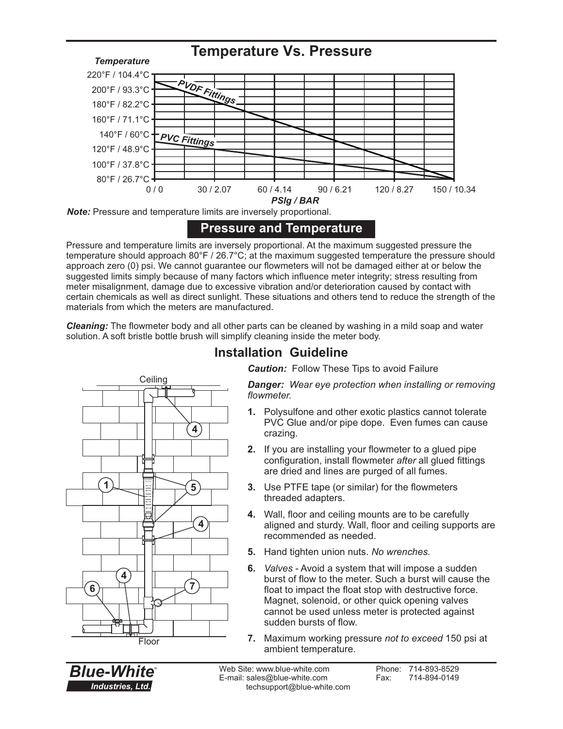## Temperature Vs. Pressure

*Temperature*

220°F / 104.4°C
200°F / 93.3°C
180°F / 82.2°C
160°F / 71.1°C
140°F / 60°C
120°F / 48.9°C
100°F / 37.8°C
80°F / 26.7°C

PVDF Fittings
PVC Fittings

0 / 0
30 / 2.07
60 / 4.14
90 / 6.21
120 / 8.27
150 / 10.34

*PSIg / BAR*

***Note:*** Pressure and temperature limits are inversely proportional.

## Pressure and Temperature

Pressure and temperature limits are inversely proportional. At the maximum suggested pressure the temperature should approach 80°F / 26.7°C; at the maximum suggested temperature the pressure should approach zero (0) psi. We cannot guarantee our flowmeters will not be damaged either at or below the suggested limits simply because of many factors which influence meter integrity; stress resulting from meter misalignment, damage due to excessive vibration and/or deterioration caused by contact with certain chemicals as well as direct sunlight. These situations and others tend to reduce the strength of the materials from which the meters are manufactured.

***Cleaning:*** The flowmeter body and all other parts can be cleaned by washing in a mild soap and water solution. A soft bristle bottle brush will simplify cleaning inside the meter body.

## Installation Guideline

Ceiling

Floor

1
4
5
6
7

***Caution:*** Follow These Tips to avoid Failure

***Danger:*** *Wear eye protection when installing or removing flowmeter.*

1. Polysulfone and other exotic plastics cannot tolerate PVC Glue and/or pipe dope. Even fumes can cause crazing.
2. If you are installing your flowmeter to a glued pipe configuration, install flowmeter *after* all glued fittings are dried and lines are purged of all fumes.
3. Use PTFE tape (or similar) for the flowmeters threaded adapters.
4. Wall, floor and ceiling mounts are to be carefully aligned and sturdy. Wall, floor and ceiling supports are recommended as needed.
5. Hand tighten union nuts. *No wrenches.*
6. *Valves* - Avoid a system that will impose a sudden burst of flow to the meter. Such a burst will cause the float to impact the float stop with destructive force. Magnet, solenoid, or other quick opening valves cannot be used unless meter is protected against sudden bursts of flow.
7. Maximum working pressure *not to exceed* 150 psi at ambient temperature.

**Blue-White® Industries, Ltd.**

Web Site: www.blue-white.com
E-mail: sales@blue-white.com
techsupport@blue-white.com

Phone: 714-893-8529
Fax: 714-894-0149